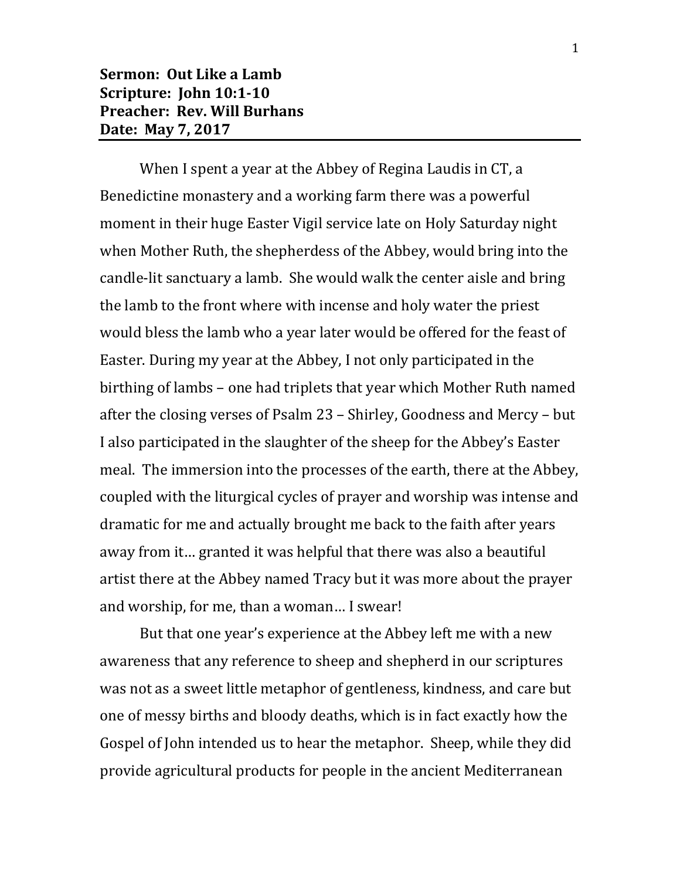**Sermon: Out Like a Lamb**
**Scripture: John 10:1-10**
**Preacher: Rev. Will Burhans**
**Date: May 7, 2017**

---

When I spent a year at the Abbey of Regina Laudis in CT, a Benedictine monastery and a working farm there was a powerful moment in their huge Easter Vigil service late on Holy Saturday night when Mother Ruth, the shepherdess of the Abbey, would bring into the candle-lit sanctuary a lamb. She would walk the center aisle and bring the lamb to the front where with incense and holy water the priest would bless the lamb who a year later would be offered for the feast of Easter. During my year at the Abbey, I not only participated in the birthing of lambs – one had triplets that year which Mother Ruth named after the closing verses of Psalm 23 – Shirley, Goodness and Mercy – but I also participated in the slaughter of the sheep for the Abbey's Easter meal. The immersion into the processes of the earth, there at the Abbey, coupled with the liturgical cycles of prayer and worship was intense and dramatic for me and actually brought me back to the faith after years away from it… granted it was helpful that there was also a beautiful artist there at the Abbey named Tracy but it was more about the prayer and worship, for me, than a woman… I swear!

But that one year's experience at the Abbey left me with a new awareness that any reference to sheep and shepherd in our scriptures was not as a sweet little metaphor of gentleness, kindness, and care but one of messy births and bloody deaths, which is in fact exactly how the Gospel of John intended us to hear the metaphor. Sheep, while they did provide agricultural products for people in the ancient Mediterranean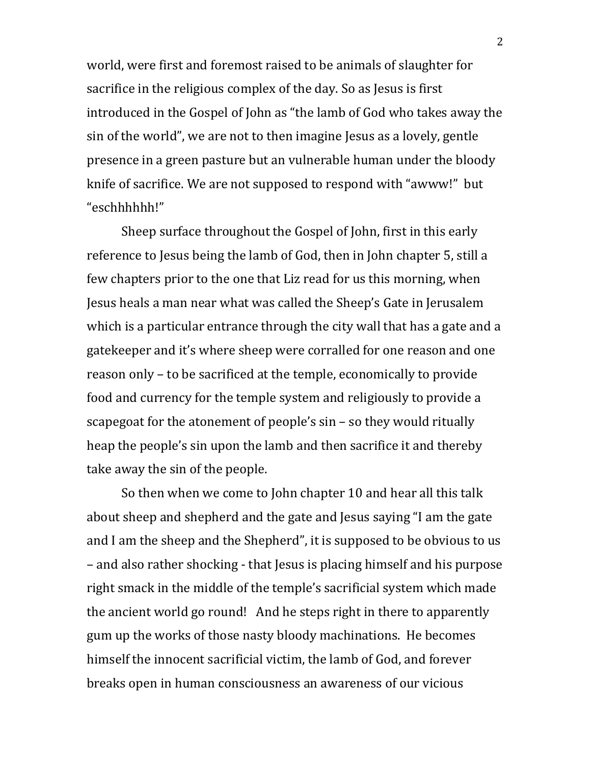world, were first and foremost raised to be animals of slaughter for sacrifice in the religious complex of the day. So as Jesus is first introduced in the Gospel of John as "the lamb of God who takes away the sin of the world", we are not to then imagine Jesus as a lovely, gentle presence in a green pasture but an vulnerable human under the bloody knife of sacrifice. We are not supposed to respond with "awww!" but "eschhhhhh!"

Sheep surface throughout the Gospel of John, first in this early reference to Jesus being the lamb of God, then in John chapter 5, still a few chapters prior to the one that Liz read for us this morning, when Jesus heals a man near what was called the Sheep's Gate in Jerusalem which is a particular entrance through the city wall that has a gate and a gatekeeper and it's where sheep were corralled for one reason and one reason only – to be sacrificed at the temple, economically to provide food and currency for the temple system and religiously to provide a scapegoat for the atonement of people's sin – so they would ritually heap the people's sin upon the lamb and then sacrifice it and thereby take away the sin of the people.

So then when we come to John chapter 10 and hear all this talk about sheep and shepherd and the gate and Jesus saying "I am the gate and I am the sheep and the Shepherd", it is supposed to be obvious to us – and also rather shocking - that Jesus is placing himself and his purpose right smack in the middle of the temple's sacrificial system which made the ancient world go round! And he steps right in there to apparently gum up the works of those nasty bloody machinations. He becomes himself the innocent sacrificial victim, the lamb of God, and forever breaks open in human consciousness an awareness of our vicious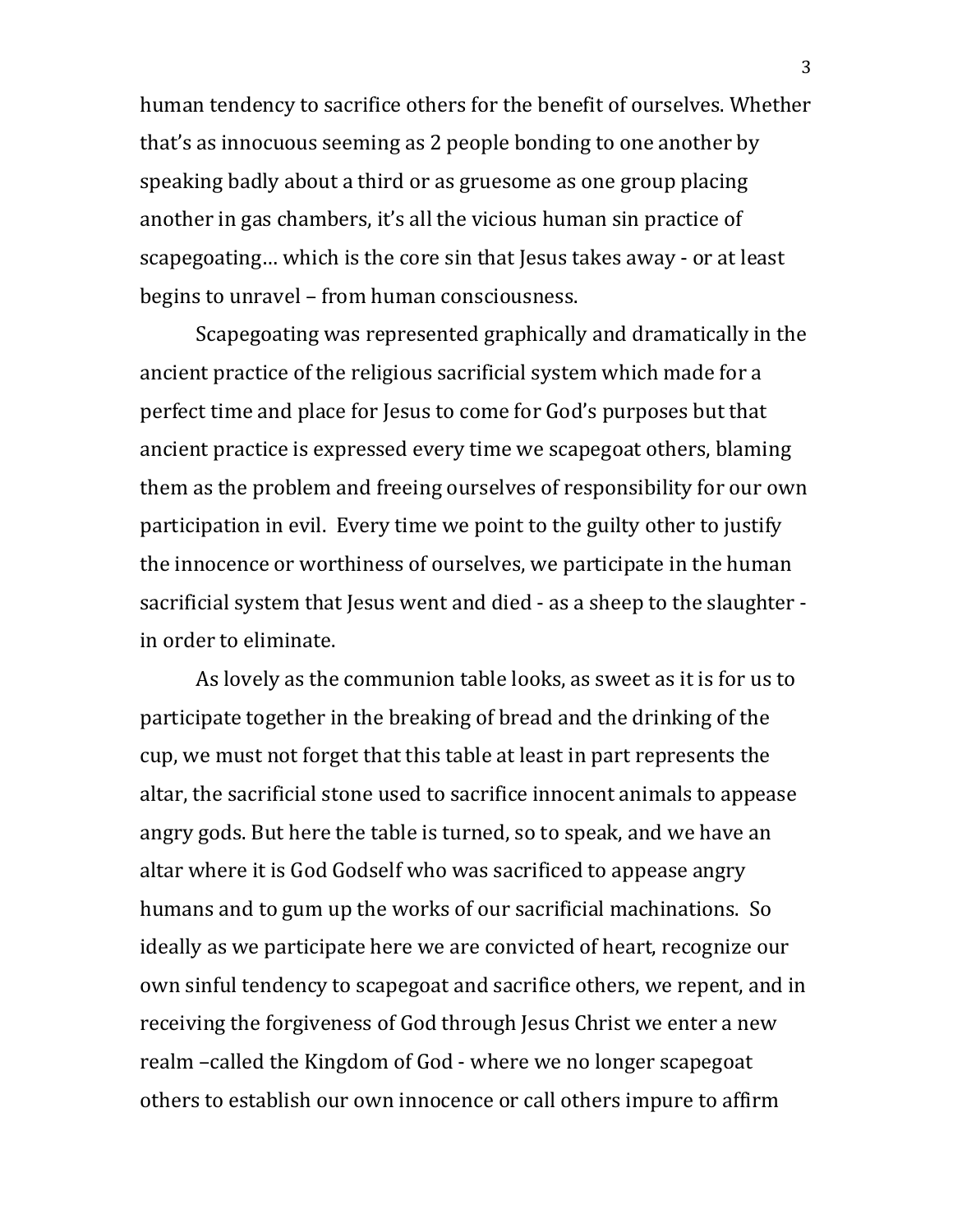human tendency to sacrifice others for the benefit of ourselves. Whether that's as innocuous seeming as 2 people bonding to one another by speaking badly about a third or as gruesome as one group placing another in gas chambers, it's all the vicious human sin practice of scapegoating… which is the core sin that Jesus takes away - or at least begins to unravel – from human consciousness.

Scapegoating was represented graphically and dramatically in the ancient practice of the religious sacrificial system which made for a perfect time and place for Jesus to come for God's purposes but that ancient practice is expressed every time we scapegoat others, blaming them as the problem and freeing ourselves of responsibility for our own participation in evil. Every time we point to the guilty other to justify the innocence or worthiness of ourselves, we participate in the human sacrificial system that Jesus went and died - as a sheep to the slaughter - in order to eliminate.

As lovely as the communion table looks, as sweet as it is for us to participate together in the breaking of bread and the drinking of the cup, we must not forget that this table at least in part represents the altar, the sacrificial stone used to sacrifice innocent animals to appease angry gods. But here the table is turned, so to speak, and we have an altar where it is God Godself who was sacrificed to appease angry humans and to gum up the works of our sacrificial machinations. So ideally as we participate here we are convicted of heart, recognize our own sinful tendency to scapegoat and sacrifice others, we repent, and in receiving the forgiveness of God through Jesus Christ we enter a new realm –called the Kingdom of God - where we no longer scapegoat others to establish our own innocence or call others impure to affirm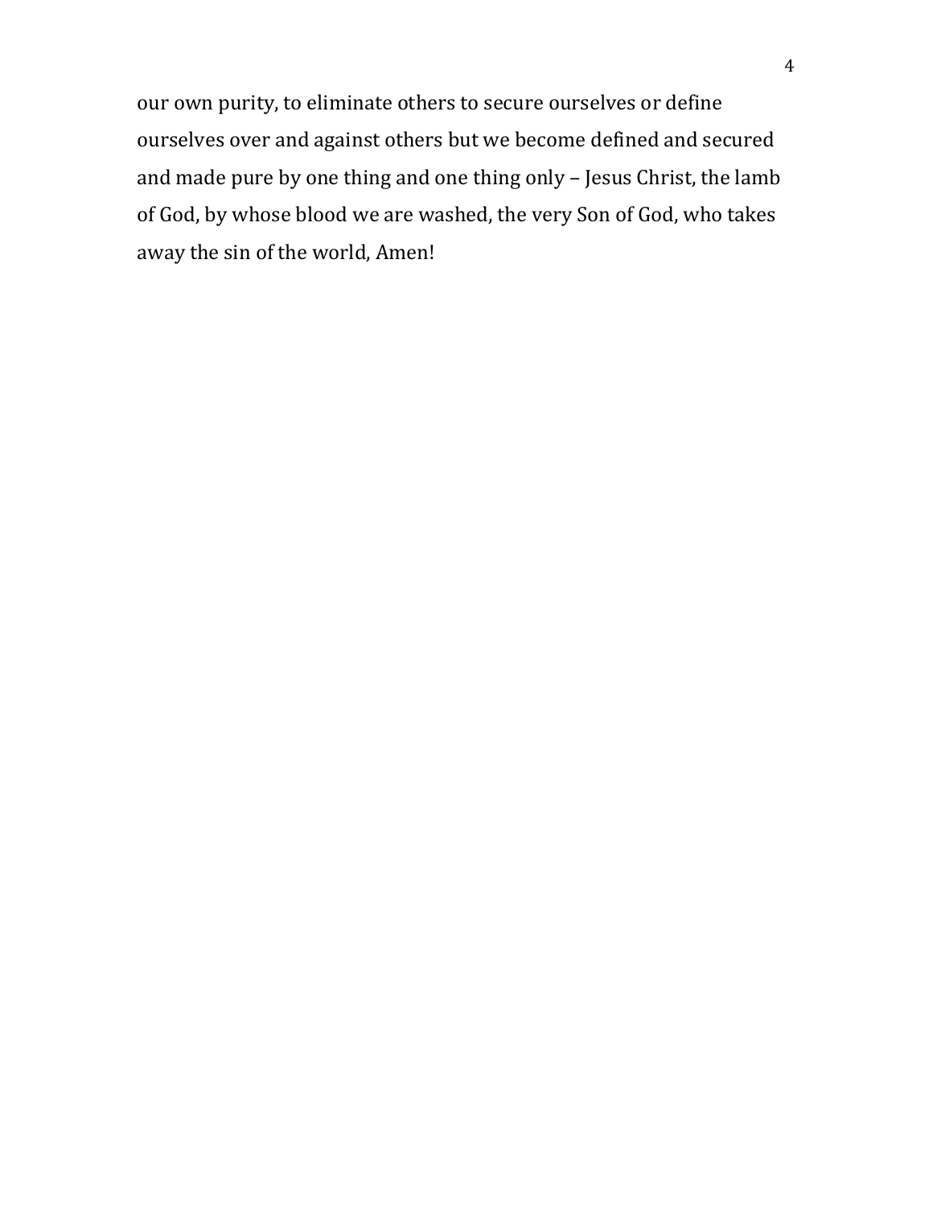our own purity, to eliminate others to secure ourselves or define ourselves over and against others but we become defined and secured and made pure by one thing and one thing only – Jesus Christ, the lamb of God, by whose blood we are washed, the very Son of God, who takes away the sin of the world, Amen!